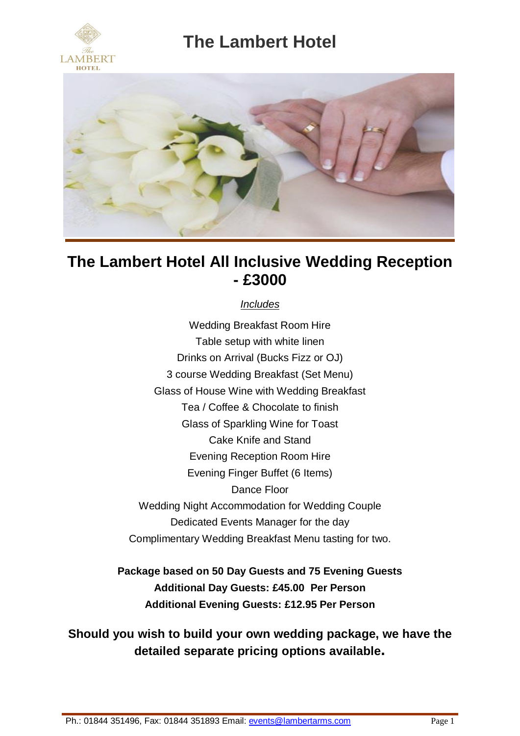# The Lambert Hotel

## The Lambert Hotel All Inclusive Wedding Reception - £3000

*Includes*

Wedding Breakfast Room Hire
Table setup with white linen
Drinks on Arrival (Bucks Fizz or OJ)
3 course Wedding Breakfast (Set Menu)
Glass of House Wine with Wedding Breakfast
Tea / Coffee & Chocolate to finish
Glass of Sparkling Wine for Toast
Cake Knife and Stand
Evening Reception Room Hire
Evening Finger Buffet (6 Items)
Dance Floor
Wedding Night Accommodation for Wedding Couple
Dedicated Events Manager for the day
Complimentary Wedding Breakfast Menu tasting for two.

**Package based on 50 Day Guests and 75 Evening Guests**
**Additional Day Guests: £45.00 Per Person**
**Additional Evening Guests: £12.95 Per Person**

**Should you wish to build your own wedding package, we have the detailed separate pricing options available.**

Ph.: 01844 351496, Fax: 01844 351893 Email: events@lambertarms.com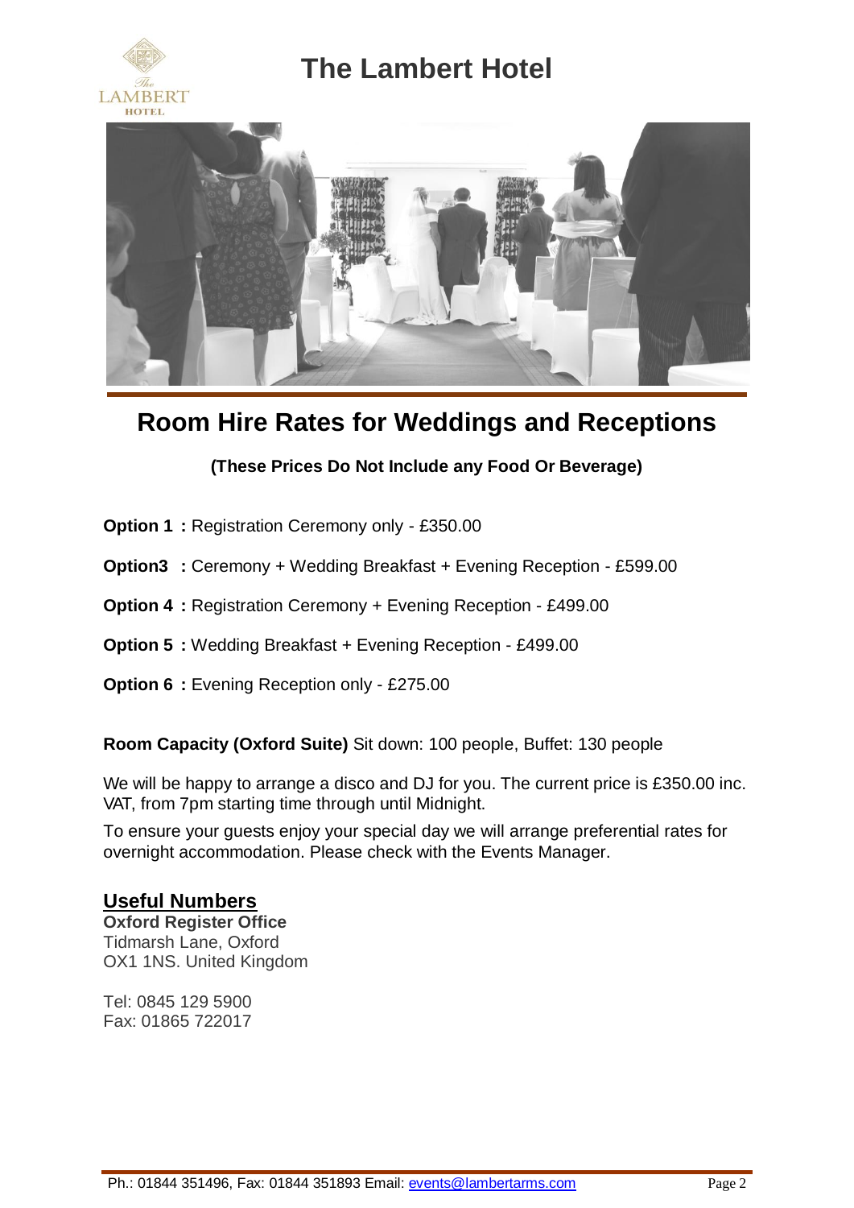# The Lambert Hotel

## Room Hire Rates for Weddings and Receptions

**(These Prices Do Not Include any Food Or Beverage)**

**Option 1 :** Registration Ceremony only - £350.00

**Option3 :** Ceremony + Wedding Breakfast + Evening Reception - £599.00

**Option 4 :** Registration Ceremony + Evening Reception - £499.00

**Option 5 :** Wedding Breakfast + Evening Reception - £499.00

**Option 6 :** Evening Reception only - £275.00

**Room Capacity (Oxford Suite)** Sit down: 100 people, Buffet: 130 people

We will be happy to arrange a disco and DJ for you. The current price is £350.00 inc. VAT, from 7pm starting time through until Midnight.

To ensure your guests enjoy your special day we will arrange preferential rates for overnight accommodation. Please check with the Events Manager.

### Useful Numbers

**Oxford Register Office**
Tidmarsh Lane, Oxford
OX1 1NS. United Kingdom

Tel: 0845 129 5900
Fax: 01865 722017

Ph.: 01844 351496, Fax: 01844 351893 Email: events@lambertarms.com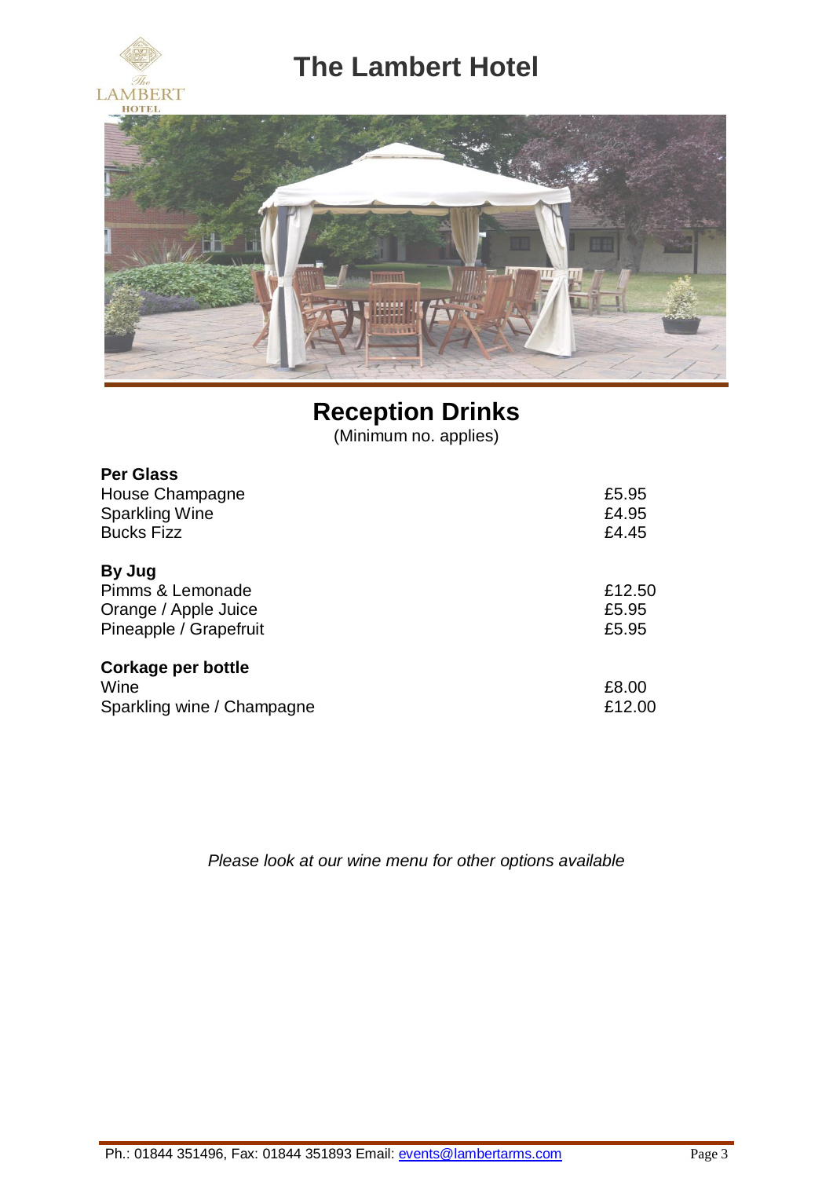# The Lambert Hotel

## Reception Drinks

(Minimum no. applies)

| | |
|---|---|
| **Per Glass** | |
| House Champagne | £5.95 |
| Sparkling Wine | £4.95 |
| Bucks Fizz | £4.45 |
| **By Jug** | |
| Pimms & Lemonade | £12.50 |
| Orange / Apple Juice | £5.95 |
| Pineapple / Grapefruit | £5.95 |
| **Corkage per bottle** | |
| Wine | £8.00 |
| Sparkling wine / Champagne | £12.00 |

*Please look at our wine menu for other options available*

Ph.: 01844 351496, Fax: 01844 351893 Email: events@lambertarms.com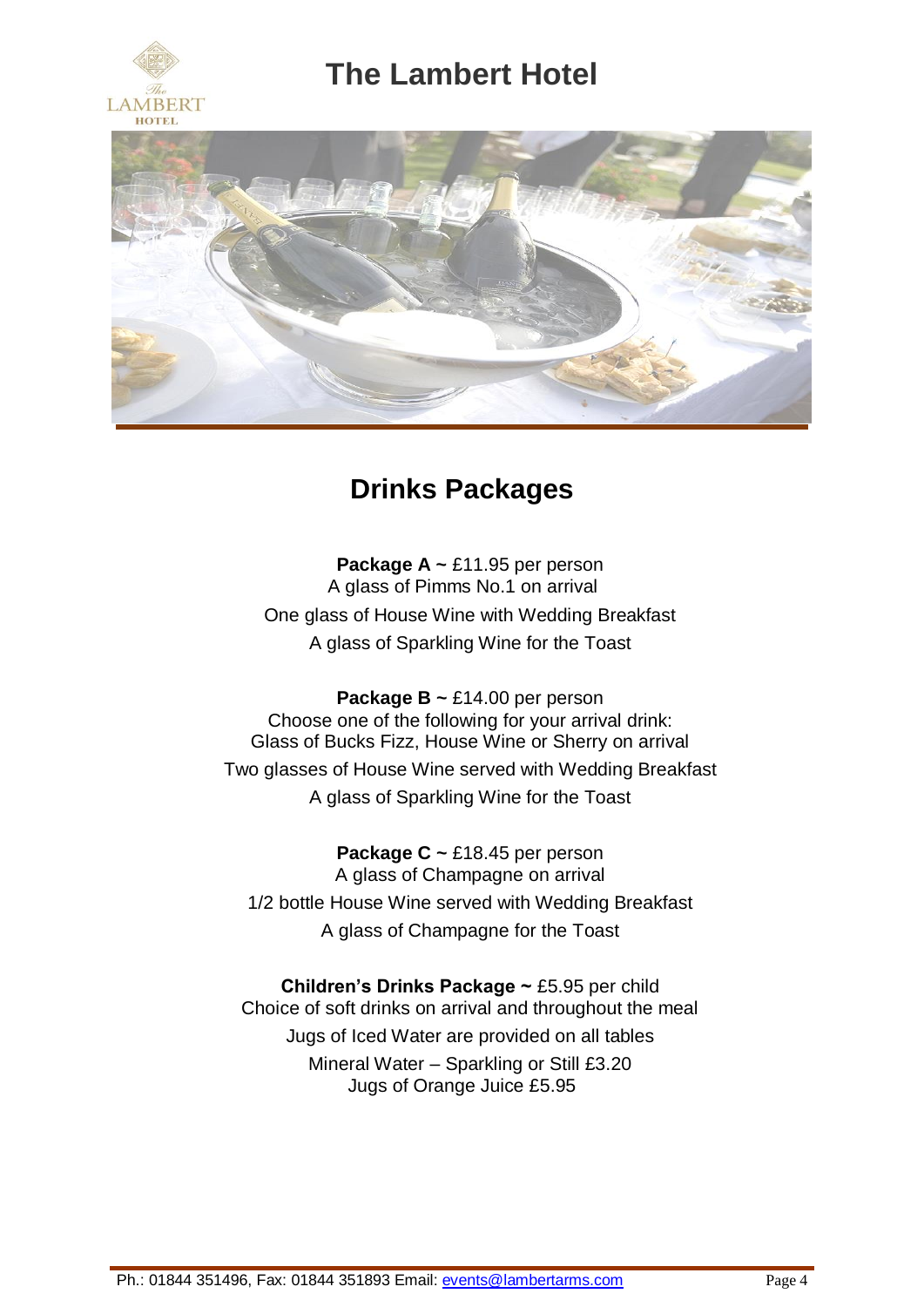# The Lambert Hotel

## Drinks Packages

**Package A ~** £11.95 per person
A glass of Pimms No.1 on arrival
One glass of House Wine with Wedding Breakfast
A glass of Sparkling Wine for the Toast

**Package B ~** £14.00 per person
Choose one of the following for your arrival drink:
Glass of Bucks Fizz, House Wine or Sherry on arrival
Two glasses of House Wine served with Wedding Breakfast
A glass of Sparkling Wine for the Toast

**Package C ~** £18.45 per person
A glass of Champagne on arrival
1/2 bottle House Wine served with Wedding Breakfast
A glass of Champagne for the Toast

**Children's Drinks Package ~** £5.95 per child
Choice of soft drinks on arrival and throughout the meal
Jugs of Iced Water are provided on all tables
Mineral Water – Sparkling or Still £3.20
Jugs of Orange Juice £5.95

Ph.: 01844 351496, Fax: 01844 351893 Email: events@lambertarms.com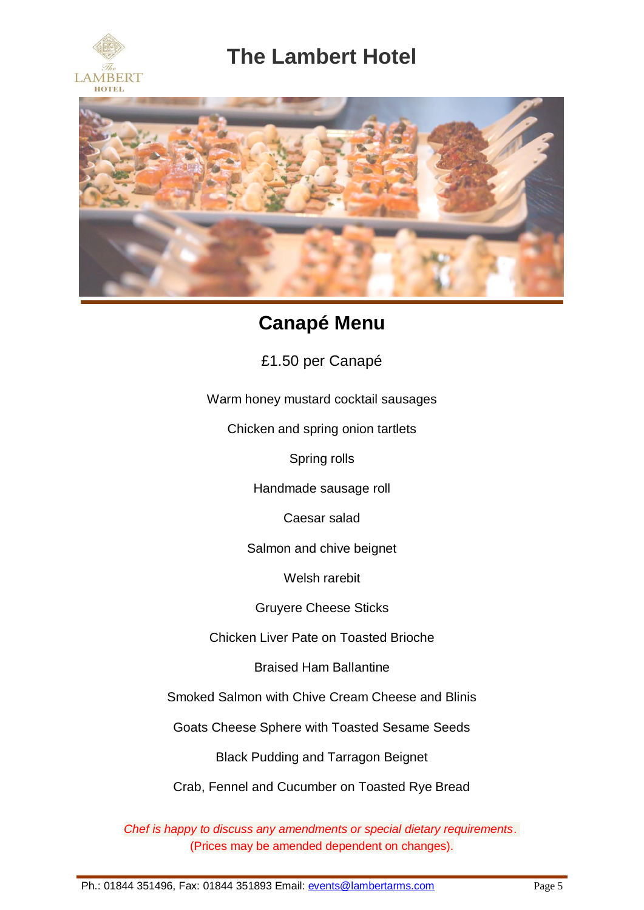# The Lambert Hotel

## Canapé Menu

£1.50 per Canapé

Warm honey mustard cocktail sausages

Chicken and spring onion tartlets

Spring rolls

Handmade sausage roll

Caesar salad

Salmon and chive beignet

Welsh rarebit

Gruyere Cheese Sticks

Chicken Liver Pate on Toasted Brioche

Braised Ham Ballantine

Smoked Salmon with Chive Cream Cheese and Blinis

Goats Cheese Sphere with Toasted Sesame Seeds

Black Pudding and Tarragon Beignet

Crab, Fennel and Cucumber on Toasted Rye Bread

*Chef is happy to discuss any amendments or special dietary requirements.*
(Prices may be amended dependent on changes).

Ph.: 01844 351496, Fax: 01844 351893 Email: events@lambertarms.com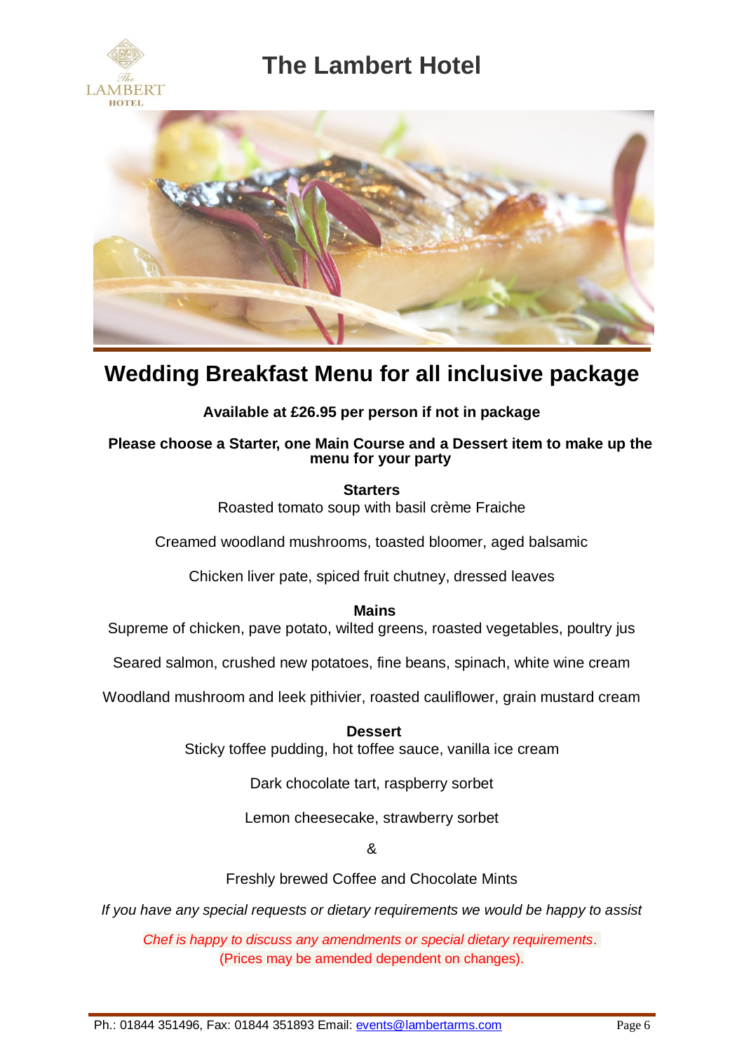# The Lambert Hotel

## Wedding Breakfast Menu for all inclusive package

**Available at £26.95 per person if not in package**

**Please choose a Starter, one Main Course and a Dessert item to make up the menu for your party**

**Starters**

Roasted tomato soup with basil crème Fraiche

Creamed woodland mushrooms, toasted bloomer, aged balsamic

Chicken liver pate, spiced fruit chutney, dressed leaves

**Mains**

Supreme of chicken, pave potato, wilted greens, roasted vegetables, poultry jus

Seared salmon, crushed new potatoes, fine beans, spinach, white wine cream

Woodland mushroom and leek pithivier, roasted cauliflower, grain mustard cream

**Dessert**

Sticky toffee pudding, hot toffee sauce, vanilla ice cream

Dark chocolate tart, raspberry sorbet

Lemon cheesecake, strawberry sorbet

&

Freshly brewed Coffee and Chocolate Mints

*If you have any special requests or dietary requirements we would be happy to assist*

*Chef is happy to discuss any amendments or special dietary requirements.*

(Prices may be amended dependent on changes).

Ph.: 01844 351496, Fax: 01844 351893 Email: events@lambertarms.com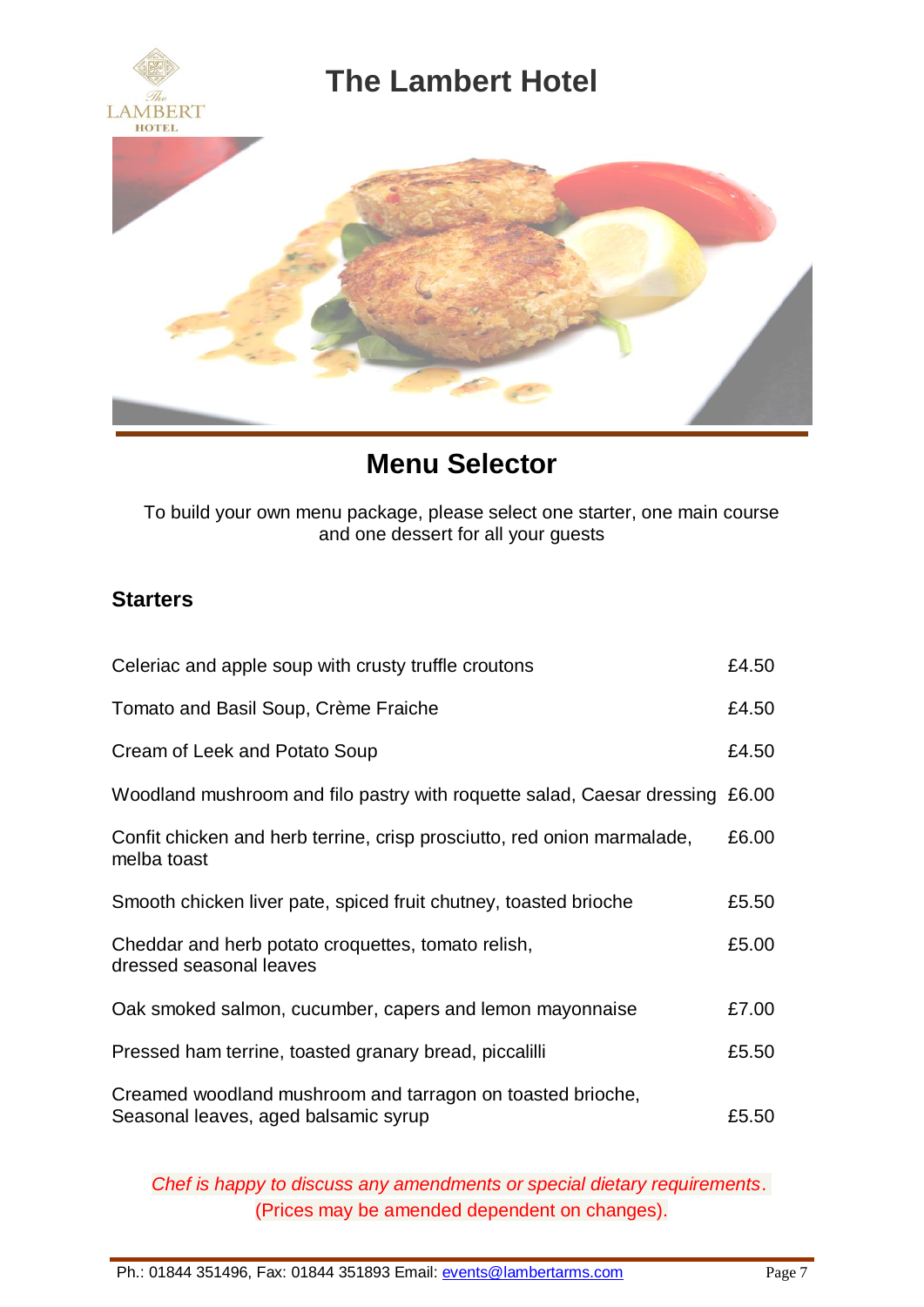# The Lambert Hotel

## Menu Selector

To build your own menu package, please select one starter, one main course and one dessert for all your guests

### Starters

| | |
|---|---|
| Celeriac and apple soup with crusty truffle croutons | £4.50 |
| Tomato and Basil Soup, Crème Fraiche | £4.50 |
| Cream of Leek and Potato Soup | £4.50 |
| Woodland mushroom and filo pastry with roquette salad, Caesar dressing | £6.00 |
| Confit chicken and herb terrine, crisp prosciutto, red onion marmalade, melba toast | £6.00 |
| Smooth chicken liver pate, spiced fruit chutney, toasted brioche | £5.50 |
| Cheddar and herb potato croquettes, tomato relish, dressed seasonal leaves | £5.00 |
| Oak smoked salmon, cucumber, capers and lemon mayonnaise | £7.00 |
| Pressed ham terrine, toasted granary bread, piccalilli | £5.50 |
| Creamed woodland mushroom and tarragon on toasted brioche, Seasonal leaves, aged balsamic syrup | £5.50 |

*Chef is happy to discuss any amendments or special dietary requirements.*
(Prices may be amended dependent on changes).

Ph.: 01844 351496, Fax: 01844 351893 Email: events@lambertarms.com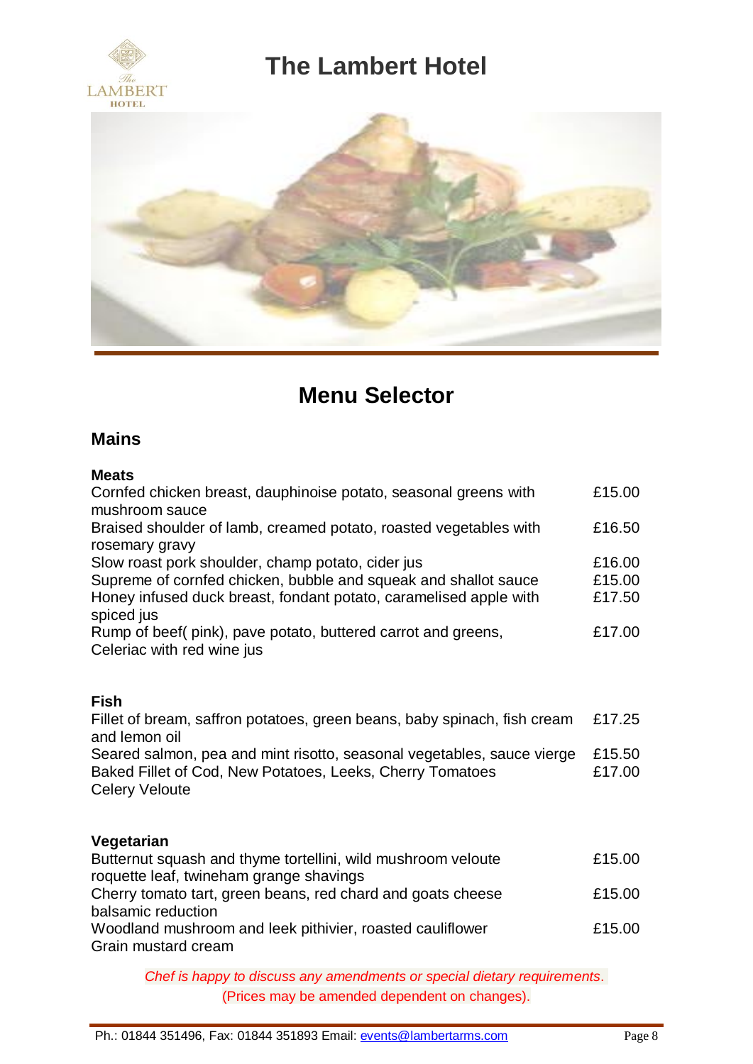# The Lambert Hotel

## Menu Selector

### Mains

**Meats**

| | |
|---|---|
| Cornfed chicken breast, dauphinoise potato, seasonal greens with mushroom sauce | £15.00 |
| Braised shoulder of lamb, creamed potato, roasted vegetables with rosemary gravy | £16.50 |
| Slow roast pork shoulder, champ potato, cider jus | £16.00 |
| Supreme of cornfed chicken, bubble and squeak and shallot sauce | £15.00 |
| Honey infused duck breast, fondant potato, caramelised apple with spiced jus | £17.50 |
| Rump of beef( pink), pave potato, buttered carrot and greens, Celeriac with red wine jus | £17.00 |

**Fish**

| | |
|---|---|
| Fillet of bream, saffron potatoes, green beans, baby spinach, fish cream and lemon oil | £17.25 |
| Seared salmon, pea and mint risotto, seasonal vegetables, sauce vierge | £15.50 |
| Baked Fillet of Cod, New Potatoes, Leeks, Cherry Tomatoes Celery Veloute | £17.00 |

**Vegetarian**

| | |
|---|---|
| Butternut squash and thyme tortellini, wild mushroom veloute roquette leaf, twineham grange shavings | £15.00 |
| Cherry tomato tart, green beans, red chard and goats cheese balsamic reduction | £15.00 |
| Woodland mushroom and leek pithivier, roasted cauliflower Grain mustard cream | £15.00 |

*Chef is happy to discuss any amendments or special dietary requirements.*

(Prices may be amended dependent on changes).

Ph.: 01844 351496, Fax: 01844 351893 Email: events@lambertarms.com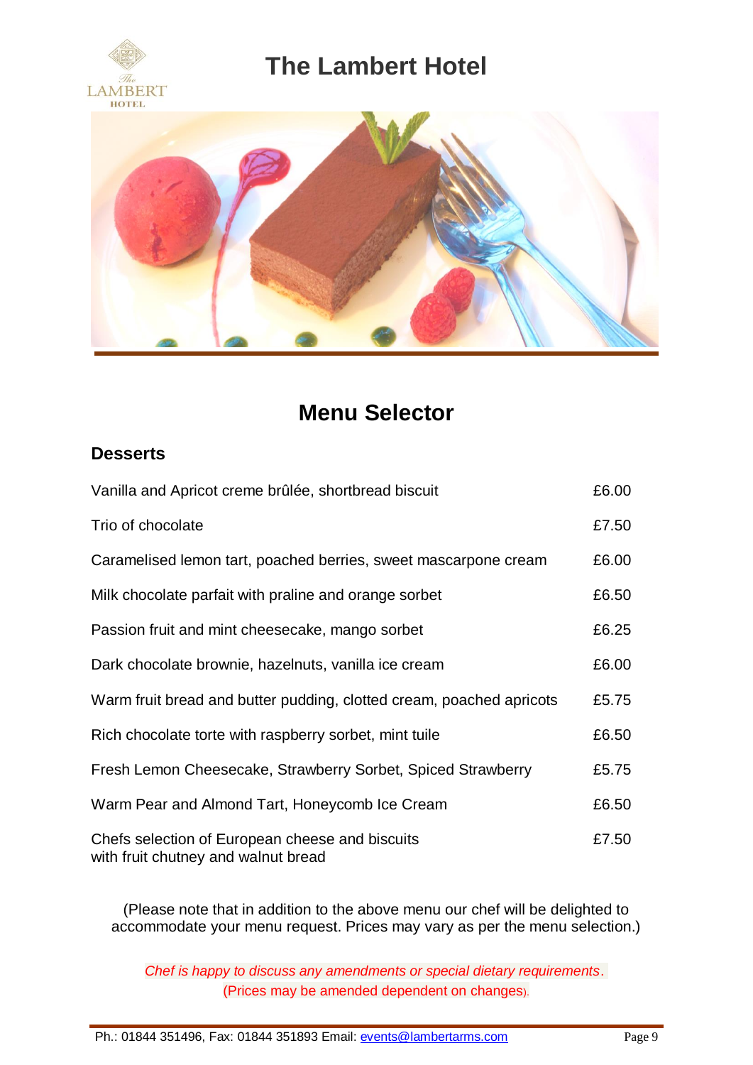# The Lambert Hotel

## Menu Selector

### Desserts

| | |
|---|---|
| Vanilla and Apricot creme brûlée, shortbread biscuit | £6.00 |
| Trio of chocolate | £7.50 |
| Caramelised lemon tart, poached berries, sweet mascarpone cream | £6.00 |
| Milk chocolate parfait with praline and orange sorbet | £6.50 |
| Passion fruit and mint cheesecake, mango sorbet | £6.25 |
| Dark chocolate brownie, hazelnuts, vanilla ice cream | £6.00 |
| Warm fruit bread and butter pudding, clotted cream, poached apricots | £5.75 |
| Rich chocolate torte with raspberry sorbet, mint tuile | £6.50 |
| Fresh Lemon Cheesecake, Strawberry Sorbet, Spiced Strawberry | £5.75 |
| Warm Pear and Almond Tart, Honeycomb Ice Cream | £6.50 |
| Chefs selection of European cheese and biscuits with fruit chutney and walnut bread | £7.50 |

(Please note that in addition to the above menu our chef will be delighted to accommodate your menu request. Prices may vary as per the menu selection.)

*Chef is happy to discuss any amendments or special dietary requirements.*
(Prices may be amended dependent on changes).

Ph.: 01844 351496, Fax: 01844 351893 Email: events@lambertarms.com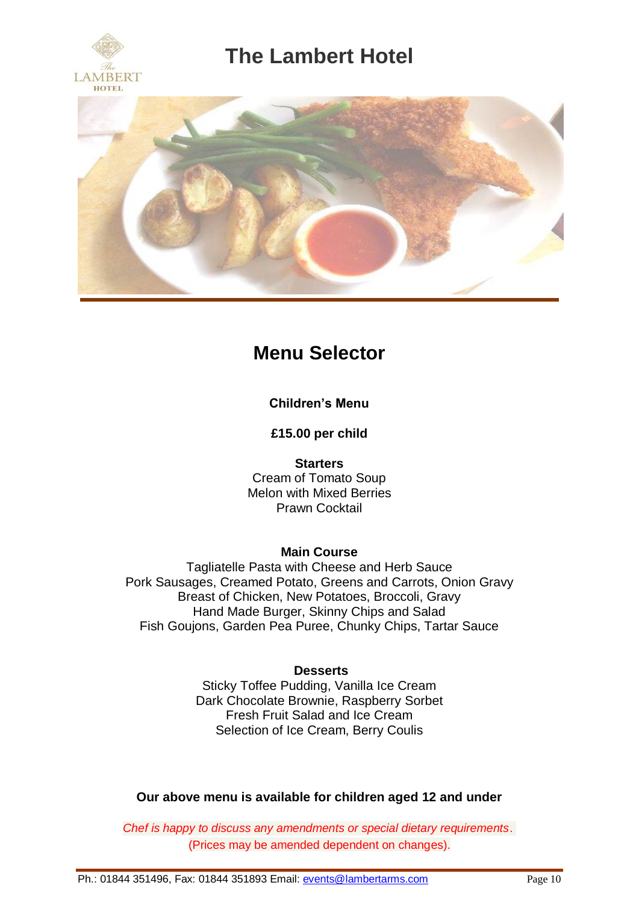# The Lambert Hotel

## Menu Selector

**Children's Menu**

**£15.00 per child**

**Starters**

Cream of Tomato Soup
Melon with Mixed Berries
Prawn Cocktail

**Main Course**

Tagliatelle Pasta with Cheese and Herb Sauce
Pork Sausages, Creamed Potato, Greens and Carrots, Onion Gravy
Breast of Chicken, New Potatoes, Broccoli, Gravy
Hand Made Burger, Skinny Chips and Salad
Fish Goujons, Garden Pea Puree, Chunky Chips, Tartar Sauce

**Desserts**

Sticky Toffee Pudding, Vanilla Ice Cream
Dark Chocolate Brownie, Raspberry Sorbet
Fresh Fruit Salad and Ice Cream
Selection of Ice Cream, Berry Coulis

**Our above menu is available for children aged 12 and under**

*Chef is happy to discuss any amendments or special dietary requirements.*
(Prices may be amended dependent on changes).

Ph.: 01844 351496, Fax: 01844 351893 Email: events@lambertarms.com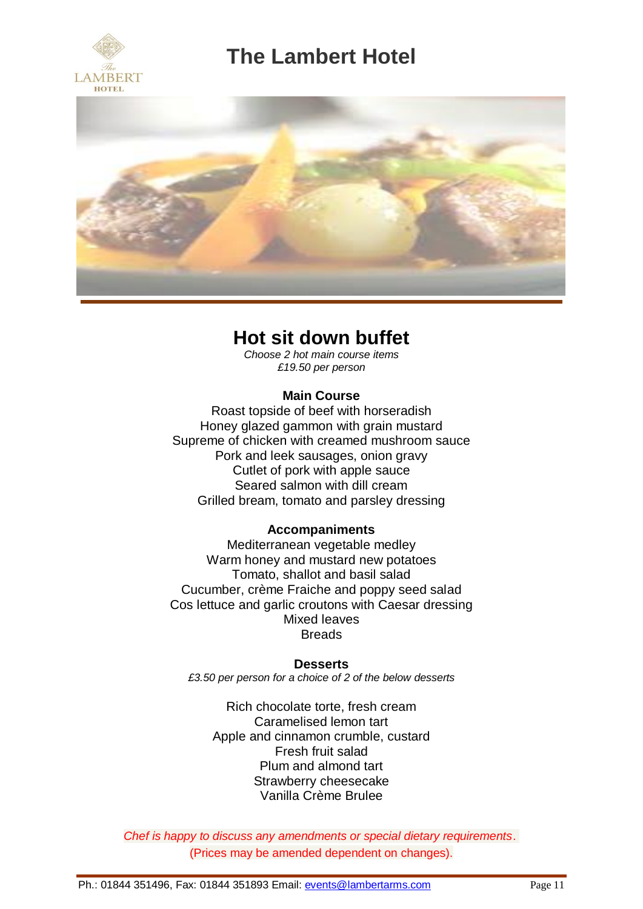# The Lambert Hotel

## Hot sit down buffet

*Choose 2 hot main course items*
*£19.50 per person*

### Main Course

Roast topside of beef with horseradish
Honey glazed gammon with grain mustard
Supreme of chicken with creamed mushroom sauce
Pork and leek sausages, onion gravy
Cutlet of pork with apple sauce
Seared salmon with dill cream
Grilled bream, tomato and parsley dressing

### Accompaniments

Mediterranean vegetable medley
Warm honey and mustard new potatoes
Tomato, shallot and basil salad
Cucumber, crème Fraiche and poppy seed salad
Cos lettuce and garlic croutons with Caesar dressing
Mixed leaves
Breads

### Desserts

*£3.50 per person for a choice of 2 of the below desserts*

Rich chocolate torte, fresh cream
Caramelised lemon tart
Apple and cinnamon crumble, custard
Fresh fruit salad
Plum and almond tart
Strawberry cheesecake
Vanilla Crème Brulee

*Chef is happy to discuss any amendments or special dietary requirements.*
(Prices may be amended dependent on changes).

Ph.: 01844 351496, Fax: 01844 351893 Email: events@lambertarms.com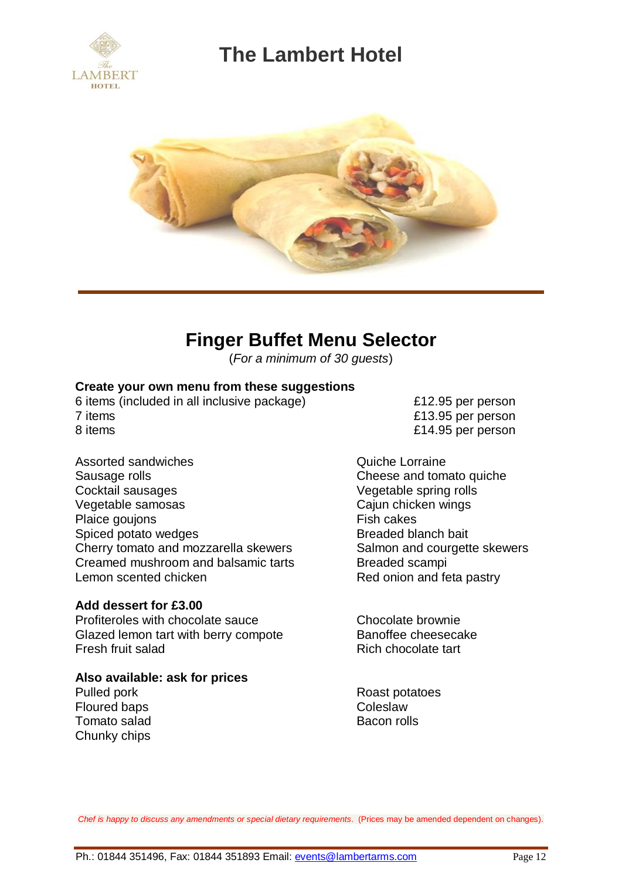# The Lambert Hotel

## Finger Buffet Menu Selector

(*For a minimum of 30 guests*)

**Create your own menu from these suggestions**

| | |
|---|---|
| 6 items (included in all inclusive package) | £12.95 per person |
| 7 items | £13.95 per person |
| 8 items | £14.95 per person |

Assorted sandwiches
Sausage rolls
Cocktail sausages
Vegetable samosas
Plaice goujons
Spiced potato wedges
Cherry tomato and mozzarella skewers
Creamed mushroom and balsamic tarts
Lemon scented chicken
Quiche Lorraine
Cheese and tomato quiche
Vegetable spring rolls
Cajun chicken wings
Fish cakes
Breaded blanch bait
Salmon and courgette skewers
Breaded scampi
Red onion and feta pastry

**Add dessert for £3.00**

Profiteroles with chocolate sauce
Glazed lemon tart with berry compote
Fresh fruit salad
Chocolate brownie
Banoffee cheesecake
Rich chocolate tart

**Also available: ask for prices**

Pulled pork
Floured baps
Tomato salad
Chunky chips
Roast potatoes
Coleslaw
Bacon rolls

*Chef is happy to discuss any amendments or special dietary requirements*. (Prices may be amended dependent on changes).

Ph.: 01844 351496, Fax: 01844 351893 Email: events@lambertarms.com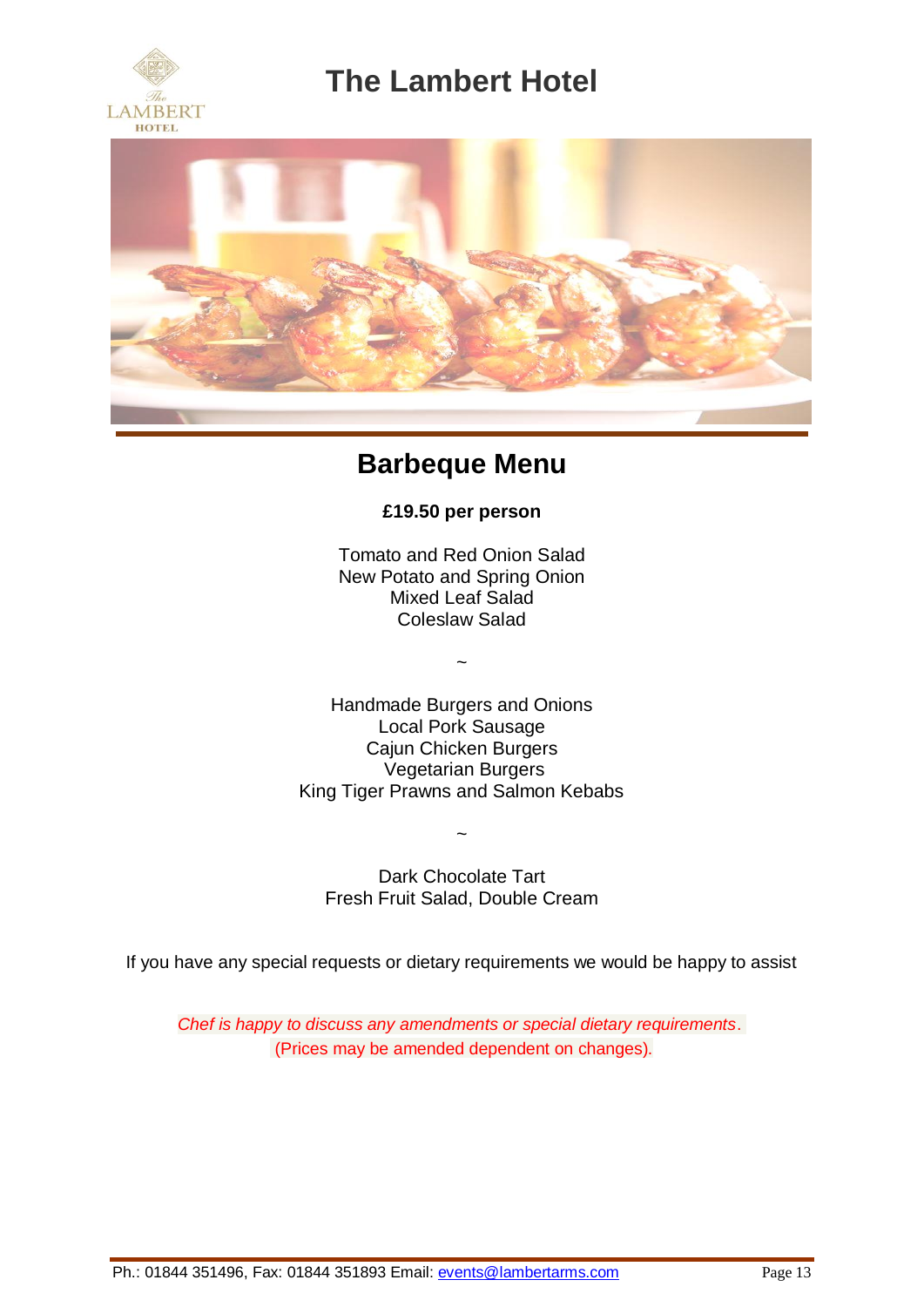# The Lambert Hotel

## Barbeque Menu

**£19.50 per person**

Tomato and Red Onion Salad
New Potato and Spring Onion
Mixed Leaf Salad
Coleslaw Salad

~

Handmade Burgers and Onions
Local Pork Sausage
Cajun Chicken Burgers
Vegetarian Burgers
King Tiger Prawns and Salmon Kebabs

~

Dark Chocolate Tart
Fresh Fruit Salad, Double Cream

If you have any special requests or dietary requirements we would be happy to assist

*Chef is happy to discuss any amendments or special dietary requirements.*
(Prices may be amended dependent on changes).

Ph.: 01844 351496, Fax: 01844 351893 Email: events@lambertarms.com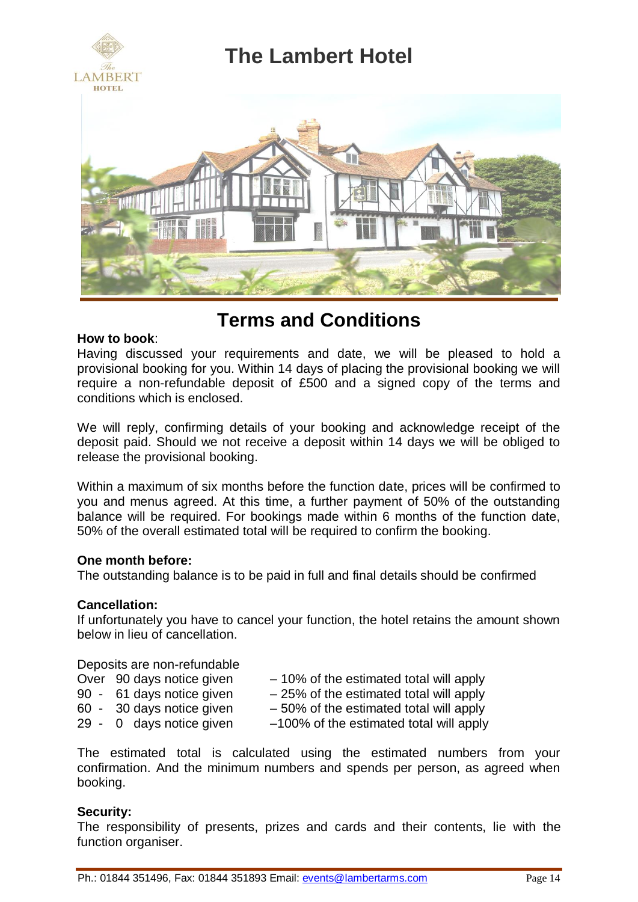# The Lambert Hotel

## Terms and Conditions

**How to book**:
Having discussed your requirements and date, we will be pleased to hold a provisional booking for you. Within 14 days of placing the provisional booking we will require a non-refundable deposit of £500 and a signed copy of the terms and conditions which is enclosed.

We will reply, confirming details of your booking and acknowledge receipt of the deposit paid. Should we not receive a deposit within 14 days we will be obliged to release the provisional booking.

Within a maximum of six months before the function date, prices will be confirmed to you and menus agreed. At this time, a further payment of 50% of the outstanding balance will be required. For bookings made within 6 months of the function date, 50% of the overall estimated total will be required to confirm the booking.

**One month before:**
The outstanding balance is to be paid in full and final details should be confirmed

**Cancellation:**
If unfortunately you have to cancel your function, the hotel retains the amount shown below in lieu of cancellation.

Deposits are non-refundable

| | |
|---|---|
| Over 90 days notice given | – 10% of the estimated total will apply |
| 90 - 61 days notice given | – 25% of the estimated total will apply |
| 60 - 30 days notice given | – 50% of the estimated total will apply |
| 29 - 0 days notice given | –100% of the estimated total will apply |

The estimated total is calculated using the estimated numbers from your confirmation. And the minimum numbers and spends per person, as agreed when booking.

**Security:**
The responsibility of presents, prizes and cards and their contents, lie with the function organiser.

Ph.: 01844 351496, Fax: 01844 351893 Email: events@lambertarms.com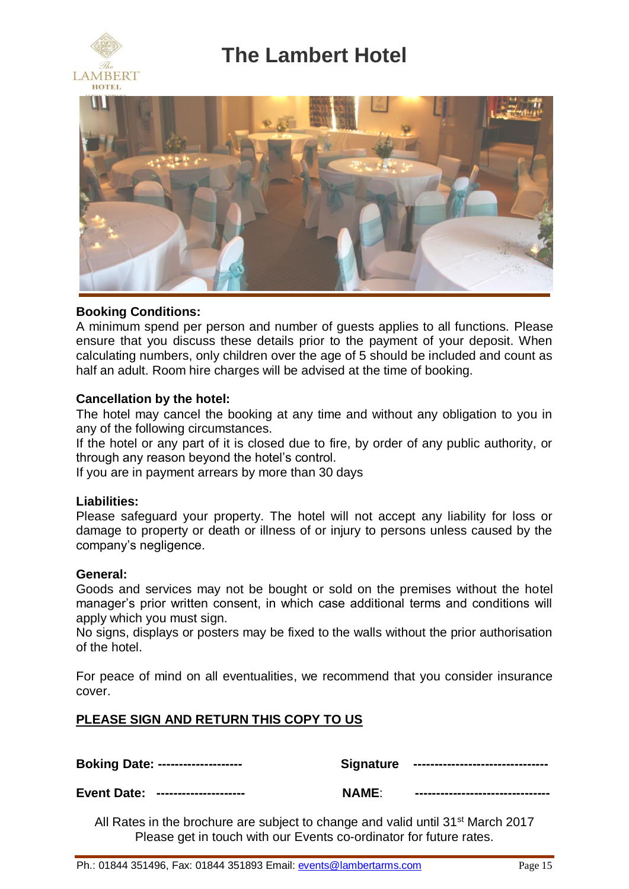# The Lambert Hotel

**Booking Conditions:**
A minimum spend per person and number of guests applies to all functions. Please ensure that you discuss these details prior to the payment of your deposit. When calculating numbers, only children over the age of 5 should be included and count as half an adult. Room hire charges will be advised at the time of booking.

**Cancellation by the hotel:**
The hotel may cancel the booking at any time and without any obligation to you in any of the following circumstances.
If the hotel or any part of it is closed due to fire, by order of any public authority, or through any reason beyond the hotel's control.
If you are in payment arrears by more than 30 days

**Liabilities:**
Please safeguard your property. The hotel will not accept any liability for loss or damage to property or death or illness of or injury to persons unless caused by the company's negligence.

**General:**
Goods and services may not be bought or sold on the premises without the hotel manager's prior written consent, in which case additional terms and conditions will apply which you must sign.
No signs, displays or posters may be fixed to the walls without the prior authorisation of the hotel.

For peace of mind on all eventualities, we recommend that you consider insurance cover.

**PLEASE SIGN AND RETURN THIS COPY TO US**

**Boking Date:** --------------------  **Signature** --------------------------------

**Event Date:** ---------------------  **NAME**: --------------------------------

All Rates in the brochure are subject to change and valid until 31st March 2017
Please get in touch with our Events co-ordinator for future rates.

Ph.: 01844 351496, Fax: 01844 351893 Email: events@lambertarms.com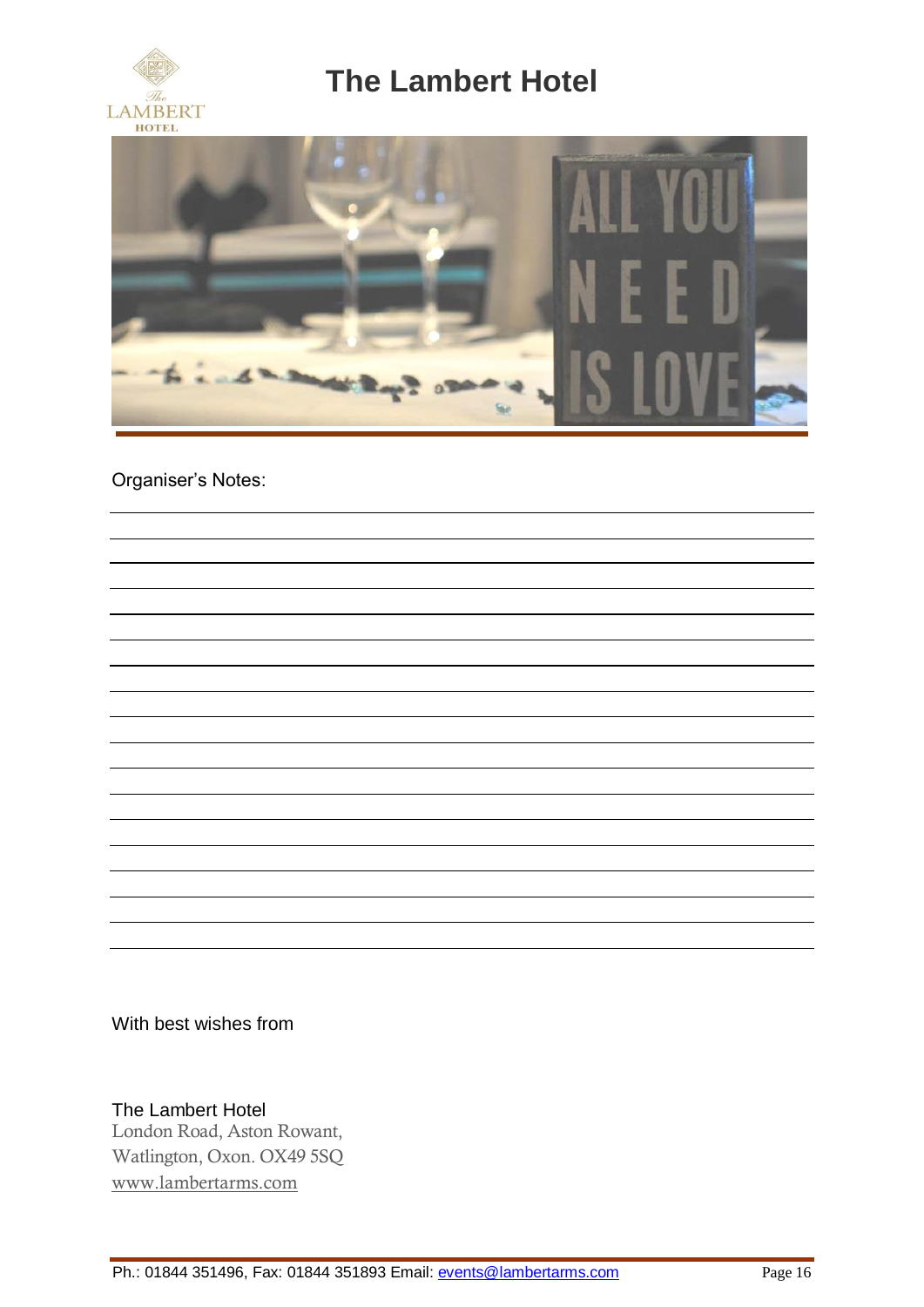# The Lambert Hotel

Organiser's Notes:

With best wishes from

The Lambert Hotel
London Road, Aston Rowant,
Watlington, Oxon. OX49 5SQ
www.lambertarms.com

Ph.: 01844 351496, Fax: 01844 351893 Email: events@lambertarms.com